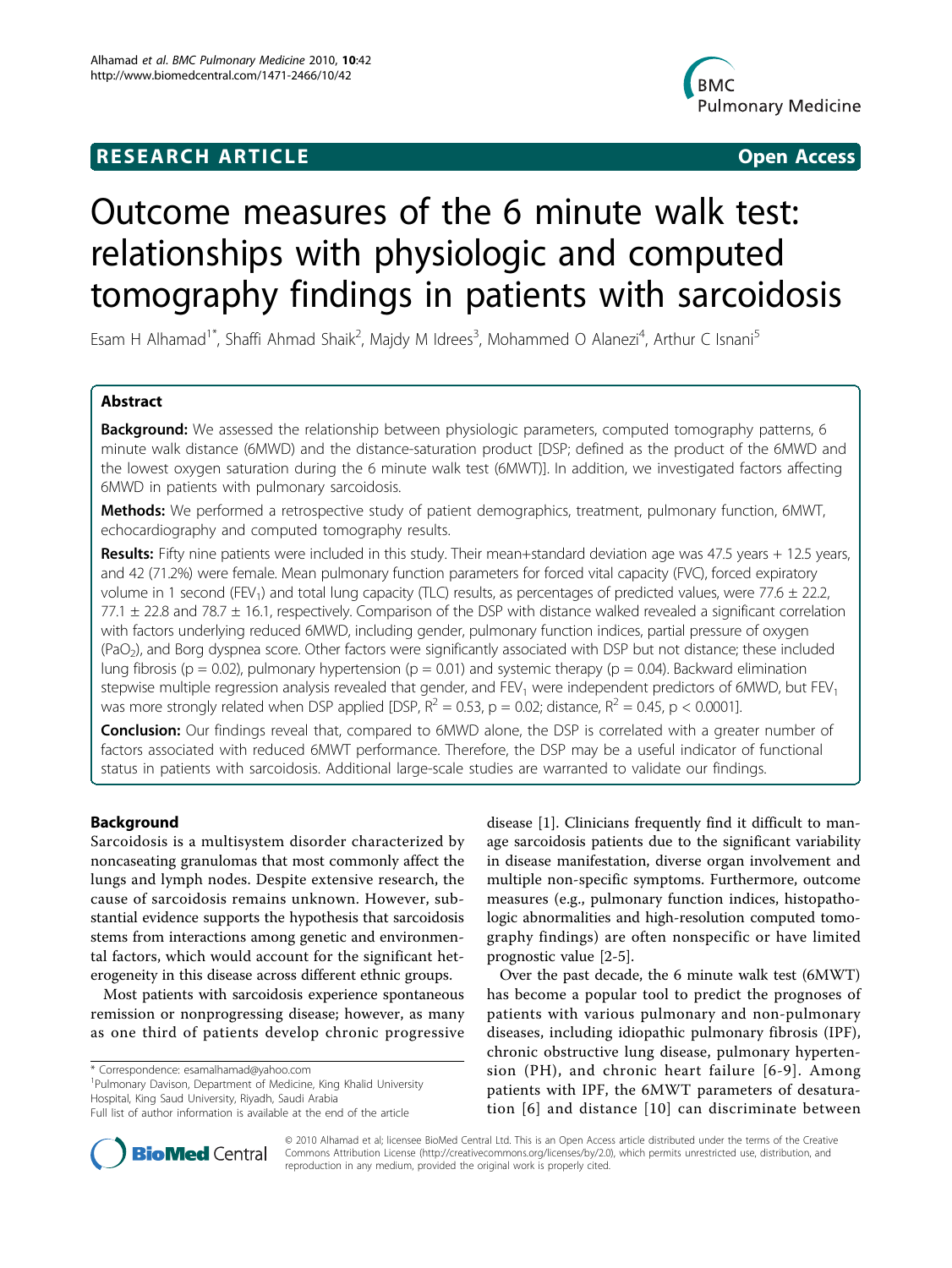# RESEARCH ARTICLE Open Access

# Outcome measures of the 6 minute walk test: relationships with physiologic and computed tomography findings in patients with sarcoidosis

Esam H Alhamad[1*], Shaffi Ahmad Shaik[2], Majdy M Idrees[3], Mohammed O Alanezi[4], Arthur C Isnani[5]

## Abstract

**Background:** We assessed the relationship between physiologic parameters, computed tomography patterns, 6 minute walk distance (6MWD) and the distance-saturation product [DSP; defined as the product of the 6MWD and the lowest oxygen saturation during the 6 minute walk test (6MWT)]. In addition, we investigated factors affecting 6MWD in patients with pulmonary sarcoidosis.

**Methods:** We performed a retrospective study of patient demographics, treatment, pulmonary function, 6MWT, echocardiography and computed tomography results.

**Results:** Fifty nine patients were included in this study. Their mean+standard deviation age was 47.5 years + 12.5 years, and 42 (71.2%) were female. Mean pulmonary function parameters for forced vital capacity (FVC), forced expiratory volume in 1 second ($FEV_1$) and total lung capacity (TLC) results, as percentages of predicted values, were 77.6 ± 22.2, 77.1 ± 22.8 and 78.7 ± 16.1, respectively. Comparison of the DSP with distance walked revealed a significant correlation with factors underlying reduced 6MWD, including gender, pulmonary function indices, partial pressure of oxygen ($PaO_2$), and Borg dyspnea score. Other factors were significantly associated with DSP but not distance; these included lung fibrosis ($p = 0.02$), pulmonary hypertension ($p = 0.01$) and systemic therapy ($p = 0.04$). Backward elimination stepwise multiple regression analysis revealed that gender, and $FEV_1$ were independent predictors of 6MWD, but $FEV_1$ was more strongly related when DSP applied [DSP, $R^2 = 0.53$, $p = 0.02$; distance, $R^2 = 0.45$, $p < 0.0001$].

**Conclusion:** Our findings reveal that, compared to 6MWD alone, the DSP is correlated with a greater number of factors associated with reduced 6MWT performance. Therefore, the DSP may be a useful indicator of functional status in patients with sarcoidosis. Additional large-scale studies are warranted to validate our findings.

## Background

Sarcoidosis is a multisystem disorder characterized by noncaseating granulomas that most commonly affect the lungs and lymph nodes. Despite extensive research, the cause of sarcoidosis remains unknown. However, substantial evidence supports the hypothesis that sarcoidosis stems from interactions among genetic and environmental factors, which would account for the significant heterogeneity in this disease across different ethnic groups.

Most patients with sarcoidosis experience spontaneous remission or nonprogressing disease; however, as many as one third of patients develop chronic progressive disease [1]. Clinicians frequently find it difficult to manage sarcoidosis patients due to the significant variability in disease manifestation, diverse organ involvement and multiple non-specific symptoms. Furthermore, outcome measures (e.g., pulmonary function indices, histopathologic abnormalities and high-resolution computed tomography findings) are often nonspecific or have limited prognostic value [2-5].

Over the past decade, the 6 minute walk test (6MWT) has become a popular tool to predict the prognoses of patients with various pulmonary and non-pulmonary diseases, including idiopathic pulmonary fibrosis (IPF), chronic obstructive lung disease, pulmonary hypertension (PH), and chronic heart failure [6-9]. Among patients with IPF, the 6MWT parameters of desaturation [6] and distance [10] can discriminate between

\* Correspondence: esamalhamad@yahoo.com
[1]Pulmonary Davison, Department of Medicine, King Khalid University Hospital, King Saud University, Riyadh, Saudi Arabia
Full list of author information is available at the end of the article

© 2010 Alhamad et al; licensee BioMed Central Ltd. This is an Open Access article distributed under the terms of the Creative Commons Attribution License (http://creativecommons.org/licenses/by/2.0), which permits unrestricted use, distribution, and reproduction in any medium, provided the original work is properly cited.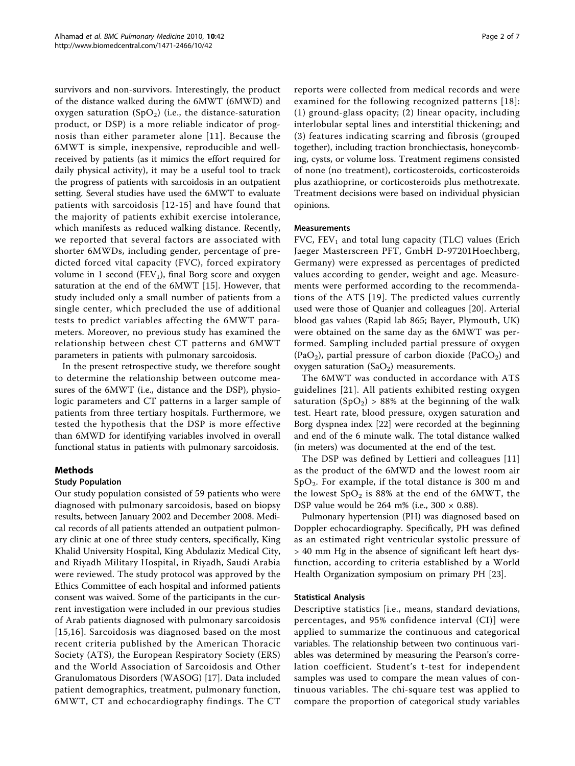survivors and non-survivors. Interestingly, the product of the distance walked during the 6MWT (6MWD) and oxygen saturation ($SpO_2$) (i.e., the distance-saturation product, or DSP) is a more reliable indicator of prognosis than either parameter alone [11]. Because the 6MWT is simple, inexpensive, reproducible and well-received by patients (as it mimics the effort required for daily physical activity), it may be a useful tool to track the progress of patients with sarcoidosis in an outpatient setting. Several studies have used the 6MWT to evaluate patients with sarcoidosis [12-15] and have found that the majority of patients exhibit exercise intolerance, which manifests as reduced walking distance. Recently, we reported that several factors are associated with shorter 6MWDs, including gender, percentage of predicted forced vital capacity (FVC), forced expiratory volume in 1 second ($FEV_1$), final Borg score and oxygen saturation at the end of the 6MWT [15]. However, that study included only a small number of patients from a single center, which precluded the use of additional tests to predict variables affecting the 6MWT parameters. Moreover, no previous study has examined the relationship between chest CT patterns and 6MWT parameters in patients with pulmonary sarcoidosis.

In the present retrospective study, we therefore sought to determine the relationship between outcome measures of the 6MWT (i.e., distance and the DSP), physiologic parameters and CT patterns in a larger sample of patients from three tertiary hospitals. Furthermore, we tested the hypothesis that the DSP is more effective than 6MWD for identifying variables involved in overall functional status in patients with pulmonary sarcoidosis.

## Methods

### Study Population

Our study population consisted of 59 patients who were diagnosed with pulmonary sarcoidosis, based on biopsy results, between January 2002 and December 2008. Medical records of all patients attended an outpatient pulmonary clinic at one of three study centers, specifically, King Khalid University Hospital, King Abdulaziz Medical City, and Riyadh Military Hospital, in Riyadh, Saudi Arabia were reviewed. The study protocol was approved by the Ethics Committee of each hospital and informed patients consent was waived. Some of the participants in the current investigation were included in our previous studies of Arab patients diagnosed with pulmonary sarcoidosis [15,16]. Sarcoidosis was diagnosed based on the most recent criteria published by the American Thoracic Society (ATS), the European Respiratory Society (ERS) and the World Association of Sarcoidosis and Other Granulomatous Disorders (WASOG) [17]. Data included patient demographics, treatment, pulmonary function, 6MWT, CT and echocardiography findings. The CT reports were collected from medical records and were examined for the following recognized patterns [18]: (1) ground-glass opacity; (2) linear opacity, including interlobular septal lines and interstitial thickening; and (3) features indicating scarring and fibrosis (grouped together), including traction bronchiectasis, honeycombing, cysts, or volume loss. Treatment regimens consisted of none (no treatment), corticosteroids, corticosteroids plus azathioprine, or corticosteroids plus methotrexate. Treatment decisions were based on individual physician opinions.

### Measurements

FVC, $FEV_1$ and total lung capacity (TLC) values (Erich Jaeger Masterscreen PFT, GmbH D-97201Hoechberg, Germany) were expressed as percentages of predicted values according to gender, weight and age. Measurements were performed according to the recommendations of the ATS [19]. The predicted values currently used were those of Quanjer and colleagues [20]. Arterial blood gas values (Rapid lab 865; Bayer, Plymouth, UK) were obtained on the same day as the 6MWT was performed. Sampling included partial pressure of oxygen ($PaO_2$), partial pressure of carbon dioxide ($PaCO_2$) and oxygen saturation ($SaO_2$) measurements.

The 6MWT was conducted in accordance with ATS guidelines [21]. All patients exhibited resting oxygen saturation ($SpO_2$) > 88% at the beginning of the walk test. Heart rate, blood pressure, oxygen saturation and Borg dyspnea index [22] were recorded at the beginning and end of the 6 minute walk. The total distance walked (in meters) was documented at the end of the test.

The DSP was defined by Lettieri and colleagues [11] as the product of the 6MWD and the lowest room air $SpO_2$. For example, if the total distance is 300 m and the lowest $SpO_2$ is 88% at the end of the 6MWT, the DSP value would be 264 m% (i.e., $300 \times 0.88$).

Pulmonary hypertension (PH) was diagnosed based on Doppler echocardiography. Specifically, PH was defined as an estimated right ventricular systolic pressure of > 40 mm Hg in the absence of significant left heart dysfunction, according to criteria established by a World Health Organization symposium on primary PH [23].

### Statistical Analysis

Descriptive statistics [i.e., means, standard deviations, percentages, and 95% confidence interval (CI)] were applied to summarize the continuous and categorical variables. The relationship between two continuous variables was determined by measuring the Pearson's correlation coefficient. Student's t-test for independent samples was used to compare the mean values of continuous variables. The chi-square test was applied to compare the proportion of categorical study variables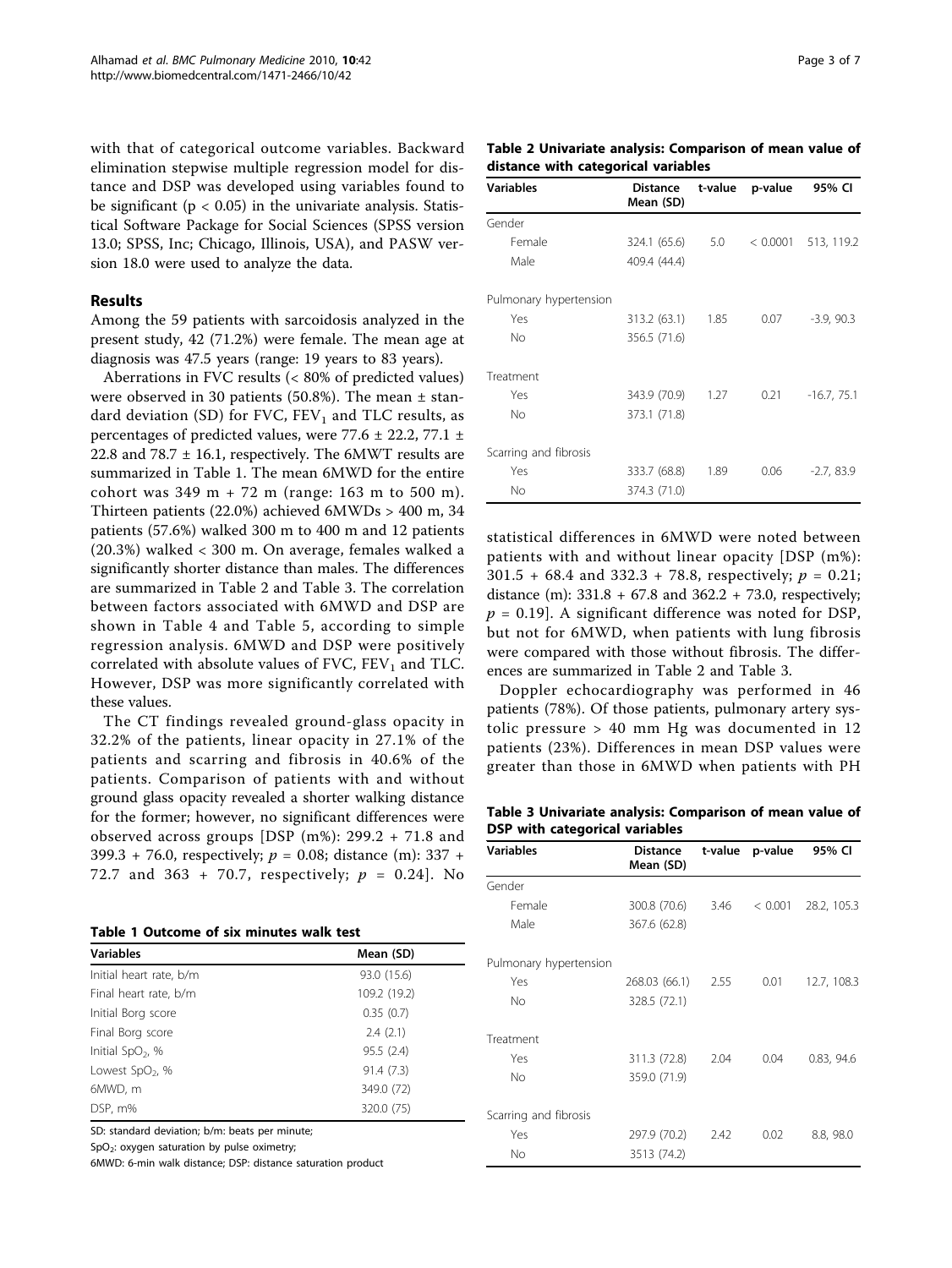with that of categorical outcome variables. Backward elimination stepwise multiple regression model for distance and DSP was developed using variables found to be significant ($p < 0.05$) in the univariate analysis. Statistical Software Package for Social Sciences (SPSS version 13.0; SPSS, Inc; Chicago, Illinois, USA), and PASW version 18.0 were used to analyze the data.

## Results

Among the 59 patients with sarcoidosis analyzed in the present study, 42 (71.2%) were female. The mean age at diagnosis was 47.5 years (range: 19 years to 83 years).

Aberrations in FVC results (< 80% of predicted values) were observed in 30 patients (50.8%). The mean ± standard deviation (SD) for FVC, $FEV_1$ and TLC results, as percentages of predicted values, were 77.6 ± 22.2, 77.1 ± 22.8 and 78.7 ± 16.1, respectively. The 6MWT results are summarized in Table 1. The mean 6MWD for the entire cohort was 349 m + 72 m (range: 163 m to 500 m). Thirteen patients (22.0%) achieved 6MWDs > 400 m, 34 patients (57.6%) walked 300 m to 400 m and 12 patients (20.3%) walked < 300 m. On average, females walked a significantly shorter distance than males. The differences are summarized in Table 2 and Table 3. The correlation between factors associated with 6MWD and DSP are shown in Table 4 and Table 5, according to simple regression analysis. 6MWD and DSP were positively correlated with absolute values of FVC, $FEV_1$ and TLC. However, DSP was more significantly correlated with these values.

The CT findings revealed ground-glass opacity in 32.2% of the patients, linear opacity in 27.1% of the patients and scarring and fibrosis in 40.6% of the patients. Comparison of patients with and without ground glass opacity revealed a shorter walking distance for the former; however, no significant differences were observed across groups [DSP (m%): 299.2 + 71.8 and 399.3 + 76.0, respectively; $p = 0.08$; distance (m): 337 + 72.7 and 363 + 70.7, respectively; $p = 0.24$]. No statistical differences in 6MWD were noted between patients with and without linear opacity [DSP (m%): 301.5 + 68.4 and 332.3 + 78.8, respectively; $p = 0.21$; distance (m): 331.8 + 67.8 and 362.2 + 73.0, respectively; $p = 0.19$]. A significant difference was noted for DSP, but not for 6MWD, when patients with lung fibrosis were compared with those without fibrosis. The differences are summarized in Table 2 and Table 3.

Doppler echocardiography was performed in 46 patients (78%). Of those patients, pulmonary artery systolic pressure > 40 mm Hg was documented in 12 patients (23%). Differences in mean DSP values were greater than those in 6MWD when patients with PH

**Table 1 Outcome of six minutes walk test**

| Variables | Mean (SD) |
|---|---|
| Initial heart rate, b/m | 93.0 (15.6) |
| Final heart rate, b/m | 109.2 (19.2) |
| Initial Borg score | 0.35 (0.7) |
| Final Borg score | 2.4 (2.1) |
| Initial $SpO_2$, % | 95.5 (2.4) |
| Lowest $SpO_2$, % | 91.4 (7.3) |
| 6MWD, m | 349.0 (72) |
| DSP, m% | 320.0 (75) |

SD: standard deviation; b/m: beats per minute;
$SpO_2$: oxygen saturation by pulse oximetry;
6MWD: 6-min walk distance; DSP: distance saturation product

**Table 2 Univariate analysis: Comparison of mean value of distance with categorical variables**

| Variables | Distance Mean (SD) | t-value | p-value | 95% CI |
|---|---|---|---|---|
| Gender | | | | |
| Female | 324.1 (65.6) | 5.0 | < 0.0001 | 513, 119.2 |
| Male | 409.4 (44.4) | | | |
| Pulmonary hypertension | | | | |
| Yes | 313.2 (63.1) | 1.85 | 0.07 | -3.9, 90.3 |
| No | 356.5 (71.6) | | | |
| Treatment | | | | |
| Yes | 343.9 (70.9) | 1.27 | 0.21 | -16.7, 75.1 |
| No | 373.1 (71.8) | | | |
| Scarring and fibrosis | | | | |
| Yes | 333.7 (68.8) | 1.89 | 0.06 | -2.7, 83.9 |
| No | 374.3 (71.0) | | | |

**Table 3 Univariate analysis: Comparison of mean value of DSP with categorical variables**

| Variables | Distance Mean (SD) | t-value | p-value | 95% CI |
|---|---|---|---|---|
| Gender | | | | |
| Female | 300.8 (70.6) | 3.46 | < 0.001 | 28.2, 105.3 |
| Male | 367.6 (62.8) | | | |
| Pulmonary hypertension | | | | |
| Yes | 268.03 (66.1) | 2.55 | 0.01 | 12.7, 108.3 |
| No | 328.5 (72.1) | | | |
| Treatment | | | | |
| Yes | 311.3 (72.8) | 2.04 | 0.04 | 0.83, 94.6 |
| No | 359.0 (71.9) | | | |
| Scarring and fibrosis | | | | |
| Yes | 297.9 (70.2) | 2.42 | 0.02 | 8.8, 98.0 |
| No | 3513 (74.2) | | | |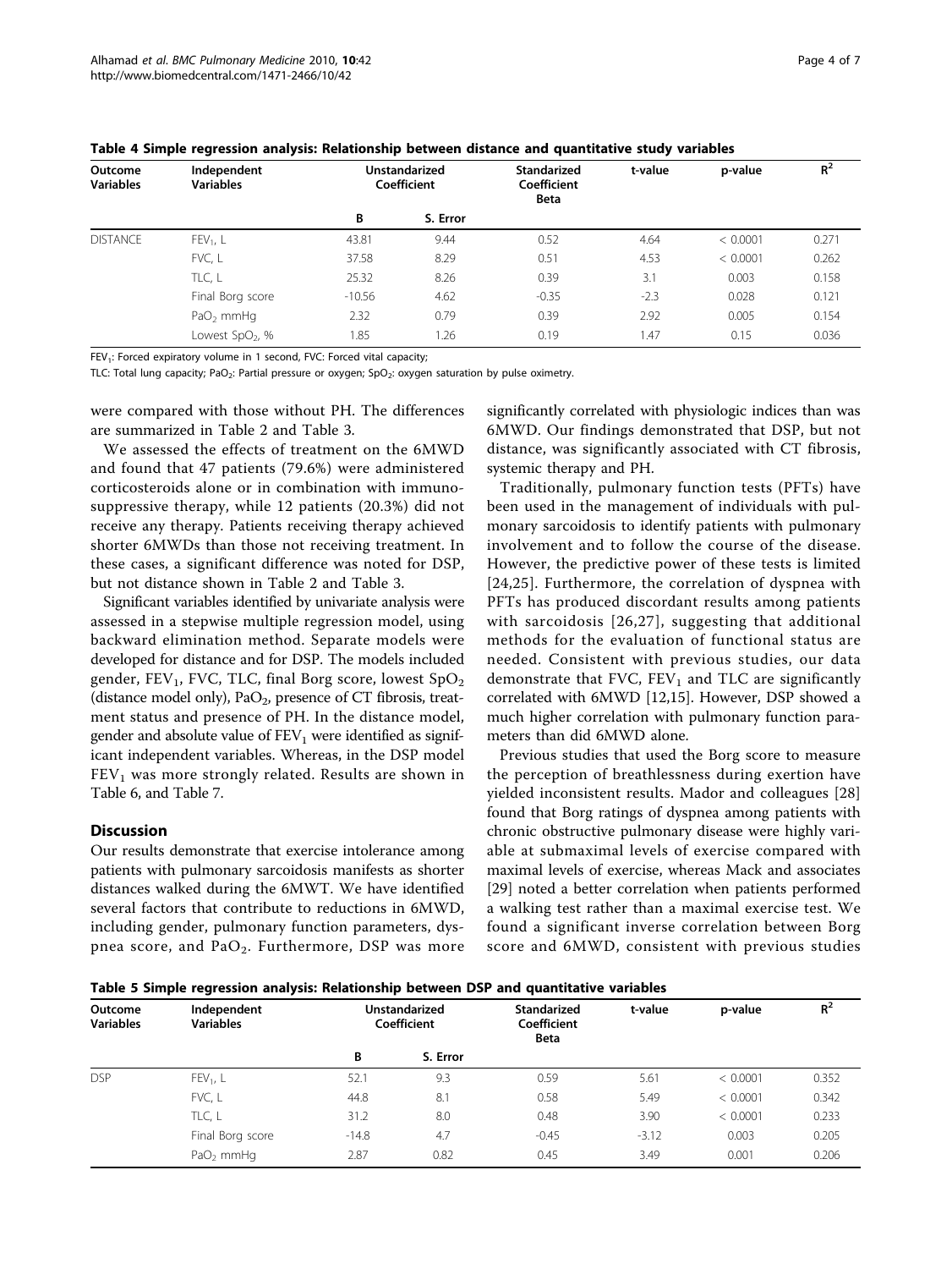**Table 4 Simple regression analysis: Relationship between distance and quantitative study variables**

| Outcome Variables | Independent Variables | Unstandarized Coefficient | | Standarized Coefficient Beta | t-value | p-value | $R^2$ |
|---|---|---|---|---|---|---|---|
| | | B | S. Error | | | | |
| DISTANCE | $FEV_1$, L | 43.81 | 9.44 | 0.52 | 4.64 | < 0.0001 | 0.271 |
| | FVC, L | 37.58 | 8.29 | 0.51 | 4.53 | < 0.0001 | 0.262 |
| | TLC, L | 25.32 | 8.26 | 0.39 | 3.1 | 0.003 | 0.158 |
| | Final Borg score | -10.56 | 4.62 | -0.35 | -2.3 | 0.028 | 0.121 |
| | $PaO_2$ mmHg | 2.32 | 0.79 | 0.39 | 2.92 | 0.005 | 0.154 |
| | Lowest $SpO_2$, % | 1.85 | 1.26 | 0.19 | 1.47 | 0.15 | 0.036 |

$FEV_1$: Forced expiratory volume in 1 second, FVC: Forced vital capacity;

TLC: Total lung capacity; $PaO_2$: Partial pressure or oxygen; $SpO_2$: oxygen saturation by pulse oximetry.

were compared with those without PH. The differences are summarized in Table 2 and Table 3.

We assessed the effects of treatment on the 6MWD and found that 47 patients (79.6%) were administered corticosteroids alone or in combination with immunosuppressive therapy, while 12 patients (20.3%) did not receive any therapy. Patients receiving therapy achieved shorter 6MWDs than those not receiving treatment. In these cases, a significant difference was noted for DSP, but not distance shown in Table 2 and Table 3.

Significant variables identified by univariate analysis were assessed in a stepwise multiple regression model, using backward elimination method. Separate models were developed for distance and for DSP. The models included gender, $FEV_1$, FVC, TLC, final Borg score, lowest $SpO_2$ (distance model only), $PaO_2$, presence of CT fibrosis, treatment status and presence of PH. In the distance model, gender and absolute value of $FEV_1$ were identified as significant independent variables. Whereas, in the DSP model $FEV_1$ was more strongly related. Results are shown in Table 6, and Table 7.

## Discussion

Our results demonstrate that exercise intolerance among patients with pulmonary sarcoidosis manifests as shorter distances walked during the 6MWT. We have identified several factors that contribute to reductions in 6MWD, including gender, pulmonary function parameters, dyspnea score, and $PaO_2$. Furthermore, DSP was more significantly correlated with physiologic indices than was 6MWD. Our findings demonstrated that DSP, but not distance, was significantly associated with CT fibrosis, systemic therapy and PH.

Traditionally, pulmonary function tests (PFTs) have been used in the management of individuals with pulmonary sarcoidosis to identify patients with pulmonary involvement and to follow the course of the disease. However, the predictive power of these tests is limited [24,25]. Furthermore, the correlation of dyspnea with PFTs has produced discordant results among patients with sarcoidosis [26,27], suggesting that additional methods for the evaluation of functional status are needed. Consistent with previous studies, our data demonstrate that FVC, $FEV_1$ and TLC are significantly correlated with 6MWD [12,15]. However, DSP showed a much higher correlation with pulmonary function parameters than did 6MWD alone.

Previous studies that used the Borg score to measure the perception of breathlessness during exertion have yielded inconsistent results. Mador and colleagues [28] found that Borg ratings of dyspnea among patients with chronic obstructive pulmonary disease were highly variable at submaximal levels of exercise compared with maximal levels of exercise, whereas Mack and associates [29] noted a better correlation when patients performed a walking test rather than a maximal exercise test. We found a significant inverse correlation between Borg score and 6MWD, consistent with previous studies

**Table 5 Simple regression analysis: Relationship between DSP and quantitative variables**

| Outcome Variables | Independent Variables | Unstandarized Coefficient | | Standarized Coefficient Beta | t-value | p-value | $R^2$ |
|---|---|---|---|---|---|---|---|
| | | B | S. Error | | | | |
| DSP | $FEV_1$, L | 52.1 | 9.3 | 0.59 | 5.61 | < 0.0001 | 0.352 |
| | FVC, L | 44.8 | 8.1 | 0.58 | 5.49 | < 0.0001 | 0.342 |
| | TLC, L | 31.2 | 8.0 | 0.48 | 3.90 | < 0.0001 | 0.233 |
| | Final Borg score | -14.8 | 4.7 | -0.45 | -3.12 | 0.003 | 0.205 |
| | $PaO_2$ mmHg | 2.87 | 0.82 | 0.45 | 3.49 | 0.001 | 0.206 |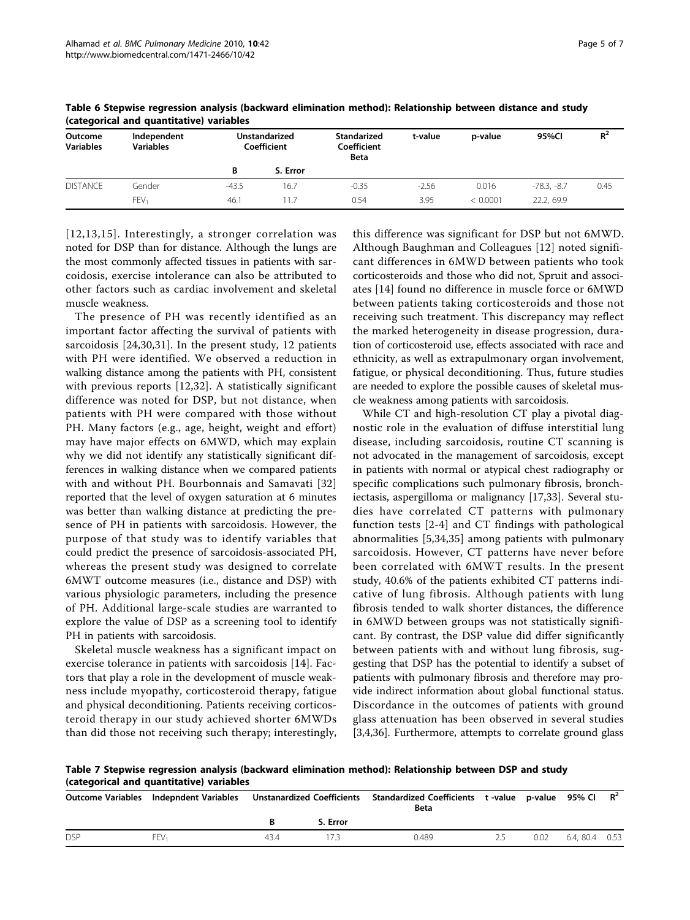**Table 6 Stepwise regression analysis (backward elimination method): Relationship between distance and study (categorical and quantitative) variables**

| Outcome Variables | Independent Variables | Unstandarized Coefficient | | Standarized Coefficient Beta | t-value | p-value | 95%CI | $R^2$ |
|---|---|---|---|---|---|---|---|---|
| | | B | S. Error | | | | | |
| DISTANCE | Gender | -43.5 | 16.7 | -0.35 | -2.56 | 0.016 | -78.3, -8.7 | 0.45 |
| | $FEV_1$ | 46.1 | 11.7 | 0.54 | 3.95 | < 0.0001 | 22.2, 69.9 | |

[12,13,15]. Interestingly, a stronger correlation was noted for DSP than for distance. Although the lungs are the most commonly affected tissues in patients with sarcoidosis, exercise intolerance can also be attributed to other factors such as cardiac involvement and skeletal muscle weakness.

The presence of PH was recently identified as an important factor affecting the survival of patients with sarcoidosis [24,30,31]. In the present study, 12 patients with PH were identified. We observed a reduction in walking distance among the patients with PH, consistent with previous reports [12,32]. A statistically significant difference was noted for DSP, but not distance, when patients with PH were compared with those without PH. Many factors (e.g., age, height, weight and effort) may have major effects on 6MWD, which may explain why we did not identify any statistically significant differences in walking distance when we compared patients with and without PH. Bourbonnais and Samavati [32] reported that the level of oxygen saturation at 6 minutes was better than walking distance at predicting the presence of PH in patients with sarcoidosis. However, the purpose of that study was to identify variables that could predict the presence of sarcoidosis-associated PH, whereas the present study was designed to correlate 6MWT outcome measures (i.e., distance and DSP) with various physiologic parameters, including the presence of PH. Additional large-scale studies are warranted to explore the value of DSP as a screening tool to identify PH in patients with sarcoidosis.

Skeletal muscle weakness has a significant impact on exercise tolerance in patients with sarcoidosis [14]. Factors that play a role in the development of muscle weakness include myopathy, corticosteroid therapy, fatigue and physical deconditioning. Patients receiving corticosteroid therapy in our study achieved shorter 6MWDs than did those not receiving such therapy; interestingly, this difference was significant for DSP but not 6MWD. Although Baughman and Colleagues [12] noted significant differences in 6MWD between patients who took corticosteroids and those who did not, Spruit and associates [14] found no difference in muscle force or 6MWD between patients taking corticosteroids and those not receiving such treatment. This discrepancy may reflect the marked heterogeneity in disease progression, duration of corticosteroid use, effects associated with race and ethnicity, as well as extrapulmonary organ involvement, fatigue, or physical deconditioning. Thus, future studies are needed to explore the possible causes of skeletal muscle weakness among patients with sarcoidosis.

While CT and high-resolution CT play a pivotal diagnostic role in the evaluation of diffuse interstitial lung disease, including sarcoidosis, routine CT scanning is not advocated in the management of sarcoidosis, except in patients with normal or atypical chest radiography or specific complications such pulmonary fibrosis, bronchiectasis, aspergilloma or malignancy [17,33]. Several studies have correlated CT patterns with pulmonary function tests [2-4] and CT findings with pathological abnormalities [5,34,35] among patients with pulmonary sarcoidosis. However, CT patterns have never before been correlated with 6MWT results. In the present study, 40.6% of the patients exhibited CT patterns indicative of lung fibrosis. Although patients with lung fibrosis tended to walk shorter distances, the difference in 6MWD between groups was not statistically significant. By contrast, the DSP value did differ significantly between patients with and without lung fibrosis, suggesting that DSP has the potential to identify a subset of patients with pulmonary fibrosis and therefore may provide indirect information about global functional status. Discordance in the outcomes of patients with ground glass attenuation has been observed in several studies [3,4,36]. Furthermore, attempts to correlate ground glass

**Table 7 Stepwise regression analysis (backward elimination method): Relationship between DSP and study (categorical and quantitative) variables**

| Outcome Variables | Indepndent Variables | Unstanardized Coefficients | | Standardized Coefficients Beta | t -value | p-value | 95% CI | $R^2$ |
|---|---|---|---|---|---|---|---|---|
| | | B | S. Error | | | | | |
| DSP | $FEV_1$ | 43.4 | 17.3 | 0.489 | 2.5 | 0.02 | 6.4, 80.4 | 0.53 |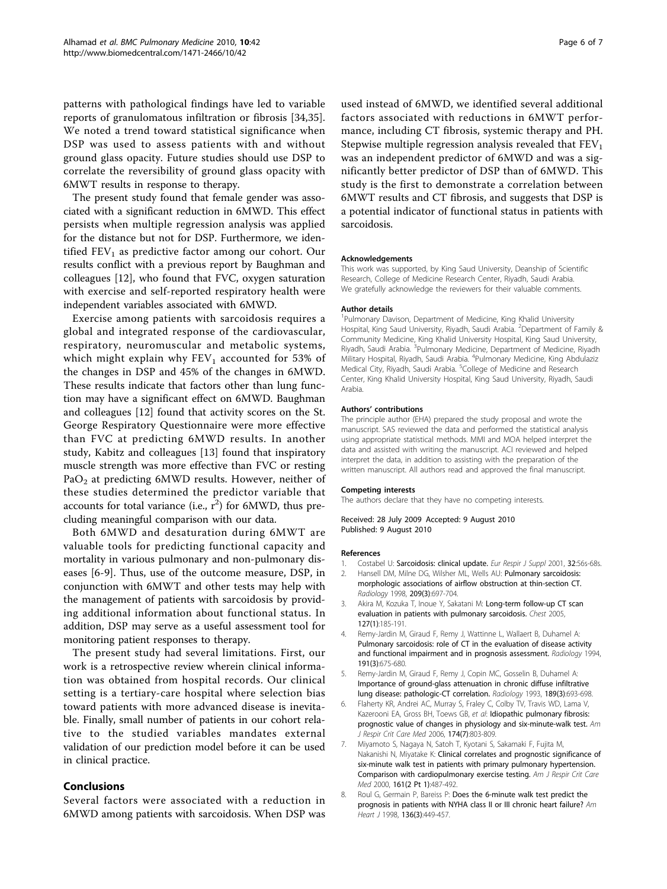patterns with pathological findings have led to variable reports of granulomatous infiltration or fibrosis [34,35]. We noted a trend toward statistical significance when DSP was used to assess patients with and without ground glass opacity. Future studies should use DSP to correlate the reversibility of ground glass opacity with 6MWT results in response to therapy.

The present study found that female gender was associated with a significant reduction in 6MWD. This effect persists when multiple regression analysis was applied for the distance but not for DSP. Furthermore, we identified $FEV_1$ as predictive factor among our cohort. Our results conflict with a previous report by Baughman and colleagues [12], who found that FVC, oxygen saturation with exercise and self-reported respiratory health were independent variables associated with 6MWD.

Exercise among patients with sarcoidosis requires a global and integrated response of the cardiovascular, respiratory, neuromuscular and metabolic systems, which might explain why $FEV_1$ accounted for 53% of the changes in DSP and 45% of the changes in 6MWD. These results indicate that factors other than lung function may have a significant effect on 6MWD. Baughman and colleagues [12] found that activity scores on the St. George Respiratory Questionnaire were more effective than FVC at predicting 6MWD results. In another study, Kabitz and colleagues [13] found that inspiratory muscle strength was more effective than FVC or resting $PaO_2$ at predicting 6MWD results. However, neither of these studies determined the predictor variable that accounts for total variance (i.e., $r^2$) for 6MWD, thus precluding meaningful comparison with our data.

Both 6MWD and desaturation during 6MWT are valuable tools for predicting functional capacity and mortality in various pulmonary and non-pulmonary diseases [6-9]. Thus, use of the outcome measure, DSP, in conjunction with 6MWT and other tests may help with the management of patients with sarcoidosis by providing additional information about functional status. In addition, DSP may serve as a useful assessment tool for monitoring patient responses to therapy.

The present study had several limitations. First, our work is a retrospective review wherein clinical information was obtained from hospital records. Our clinical setting is a tertiary-care hospital where selection bias toward patients with more advanced disease is inevitable. Finally, small number of patients in our cohort relative to the studied variables mandates external validation of our prediction model before it can be used in clinical practice.

## Conclusions

Several factors were associated with a reduction in 6MWD among patients with sarcoidosis. When DSP was used instead of 6MWD, we identified several additional factors associated with reductions in 6MWT performance, including CT fibrosis, systemic therapy and PH. Stepwise multiple regression analysis revealed that $FEV_1$ was an independent predictor of 6MWD and was a significantly better predictor of DSP than of 6MWD. This study is the first to demonstrate a correlation between 6MWT results and CT fibrosis, and suggests that DSP is a potential indicator of functional status in patients with sarcoidosis.

#### Acknowledgements

This work was supported, by King Saud University, Deanship of Scientific Research, College of Medicine Research Center, Riyadh, Saudi Arabia. We gratefully acknowledge the reviewers for their valuable comments.

#### Author details

[1]Pulmonary Davison, Department of Medicine, King Khalid University Hospital, King Saud University, Riyadh, Saudi Arabia. [2]Department of Family & Community Medicine, King Khalid University Hospital, King Saud University, Riyadh, Saudi Arabia. [3]Pulmonary Medicine, Department of Medicine, Riyadh Military Hospital, Riyadh, Saudi Arabia. [4]Pulmonary Medicine, King Abdulaziz Medical City, Riyadh, Saudi Arabia. [5]College of Medicine and Research Center, King Khalid University Hospital, King Saud University, Riyadh, Saudi Arabia.

#### Authors' contributions

The principle author (EHA) prepared the study proposal and wrote the manuscript. SAS reviewed the data and performed the statistical analysis using appropriate statistical methods. MMI and MOA helped interpret the data and assisted with writing the manuscript. ACI reviewed and helped interpret the data, in addition to assisting with the preparation of the written manuscript. All authors read and approved the final manuscript.

#### Competing interests

The authors declare that they have no competing interests.

Received: 28 July 2009 Accepted: 9 August 2010
Published: 9 August 2010

#### References

1. Costabel U: **Sarcoidosis: clinical update.** *Eur Respir J Suppl* 2001, **32**:56s-68s.
2. Hansell DM, Milne DG, Wilsher ML, Wells AU: **Pulmonary sarcoidosis: morphologic associations of airflow obstruction at thin-section CT.** *Radiology* 1998, **209(3)**:697-704.
3. Akira M, Kozuka T, Inoue Y, Sakatani M: **Long-term follow-up CT scan evaluation in patients with pulmonary sarcoidosis.** *Chest* 2005, **127(1)**:185-191.
4. Remy-Jardin M, Giraud F, Remy J, Wattinne L, Wallaert B, Duhamel A: **Pulmonary sarcoidosis: role of CT in the evaluation of disease activity and functional impairment and in prognosis assessment.** *Radiology* 1994, **191(3)**:675-680.
5. Remy-Jardin M, Giraud F, Remy J, Copin MC, Gosselin B, Duhamel A: **Importance of ground-glass attenuation in chronic diffuse infiltrative lung disease: pathologic-CT correlation.** *Radiology* 1993, **189(3)**:693-698.
6. Flaherty KR, Andrei AC, Murray S, Fraley C, Colby TV, Travis WD, Lama V, Kazerooni EA, Gross BH, Toews GB, *et al*: **Idiopathic pulmonary fibrosis: prognostic value of changes in physiology and six-minute-walk test.** *Am J Respir Crit Care Med* 2006, **174(7)**:803-809.
7. Miyamoto S, Nagaya N, Satoh T, Kyotani S, Sakamaki F, Fujita M, Nakanishi N, Miyatake K: **Clinical correlates and prognostic significance of six-minute walk test in patients with primary pulmonary hypertension. Comparison with cardiopulmonary exercise testing.** *Am J Respir Crit Care Med* 2000, **161(2 Pt 1)**:487-492.
8. Roul G, Germain P, Bareiss P: **Does the 6-minute walk test predict the prognosis in patients with NYHA class II or III chronic heart failure?** *Am Heart J* 1998, **136(3)**:449-457.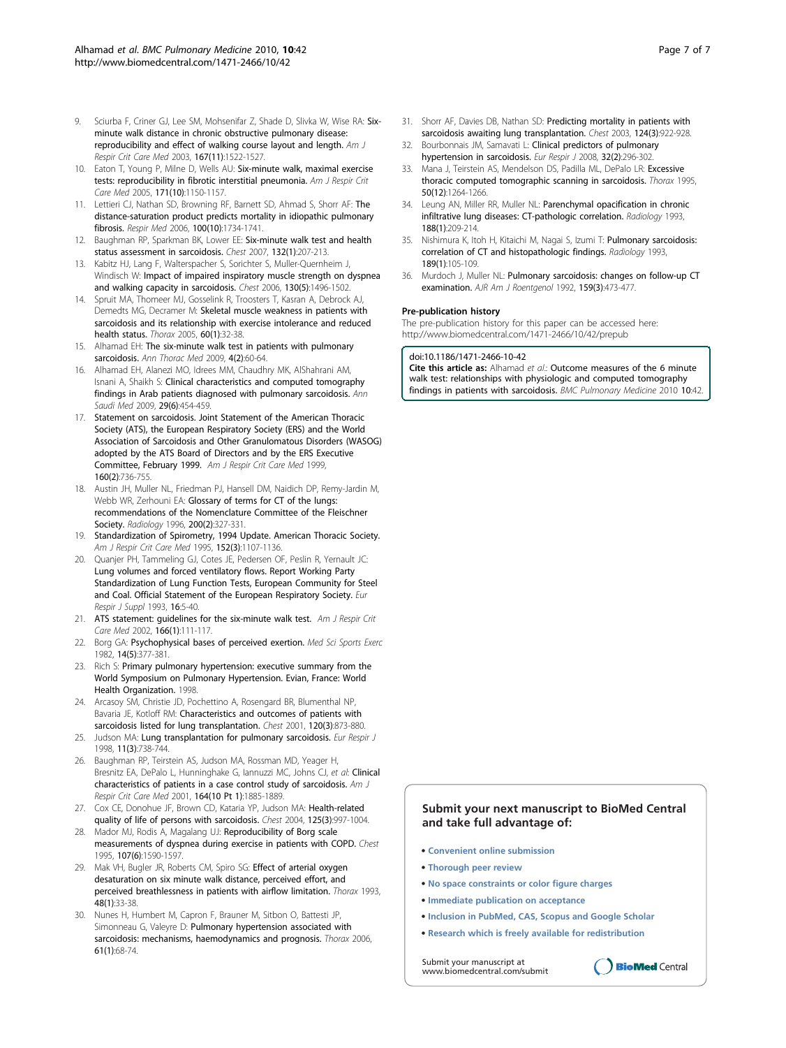9. Sciurba F, Criner GJ, Lee SM, Mohsenifar Z, Shade D, Slivka W, Wise RA: **Six-minute walk distance in chronic obstructive pulmonary disease: reproducibility and effect of walking course layout and length.** *Am J Respir Crit Care Med* 2003, **167(11)**:1522-1527.
10. Eaton T, Young P, Milne D, Wells AU: **Six-minute walk, maximal exercise tests: reproducibility in fibrotic interstitial pneumonia.** *Am J Respir Crit Care Med* 2005, **171(10)**:1150-1157.
11. Lettieri CJ, Nathan SD, Browning RF, Barnett SD, Ahmad S, Shorr AF: **The distance-saturation product predicts mortality in idiopathic pulmonary fibrosis.** *Respir Med* 2006, **100(10)**:1734-1741.
12. Baughman RP, Sparkman BK, Lower EE: **Six-minute walk test and health status assessment in sarcoidosis.** *Chest* 2007, **132(1)**:207-213.
13. Kabitz HJ, Lang F, Walterspacher S, Sorichter S, Muller-Quernheim J, Windisch W: **Impact of impaired inspiratory muscle strength on dyspnea and walking capacity in sarcoidosis.** *Chest* 2006, **130(5)**:1496-1502.
14. Spruit MA, Thomeer MJ, Gosselink R, Troosters T, Kasran A, Debrock AJ, Demedts MG, Decramer M: **Skeletal muscle weakness in patients with sarcoidosis and its relationship with exercise intolerance and reduced health status.** *Thorax* 2005, **60(1)**:32-38.
15. Alhamad EH: **The six-minute walk test in patients with pulmonary sarcoidosis.** *Ann Thorac Med* 2009, **4(2)**:60-64.
16. Alhamad EH, Alanezi MO, Idrees MM, Chaudhry MK, AlShahrani AM, Isnani A, Shaikh S: **Clinical characteristics and computed tomography findings in Arab patients diagnosed with pulmonary sarcoidosis.** *Ann Saudi Med* 2009, **29(6)**:454-459.
17. **Statement on sarcoidosis. Joint Statement of the American Thoracic Society (ATS), the European Respiratory Society (ERS) and the World Association of Sarcoidosis and Other Granulomatous Disorders (WASOG) adopted by the ATS Board of Directors and by the ERS Executive Committee, February 1999.** *Am J Respir Crit Care Med* 1999, **160(2)**:736-755.
18. Austin JH, Muller NL, Friedman PJ, Hansell DM, Naidich DP, Remy-Jardin M, Webb WR, Zerhouni EA: **Glossary of terms for CT of the lungs: recommendations of the Nomenclature Committee of the Fleischner Society.** *Radiology* 1996, **200(2)**:327-331.
19. **Standardization of Spirometry, 1994 Update. American Thoracic Society.** *Am J Respir Crit Care Med* 1995, **152(3)**:1107-1136.
20. Quanjer PH, Tammeling GJ, Cotes JE, Pedersen OF, Peslin R, Yernault JC: **Lung volumes and forced ventilatory flows. Report Working Party Standardization of Lung Function Tests, European Community for Steel and Coal. Official Statement of the European Respiratory Society.** *Eur Respir J Suppl* 1993, **16**:5-40.
21. **ATS statement: guidelines for the six-minute walk test.** *Am J Respir Crit Care Med* 2002, **166(1)**:111-117.
22. Borg GA: **Psychophysical bases of perceived exertion.** *Med Sci Sports Exerc* 1982, **14(5)**:377-381.
23. Rich S: **Primary pulmonary hypertension: executive summary from the World Symposium on Pulmonary Hypertension. Evian, France: World Health Organization.** 1998.
24. Arcasoy SM, Christie JD, Pochettino A, Rosengard BR, Blumenthal NP, Bavaria JE, Kotloff RM: **Characteristics and outcomes of patients with sarcoidosis listed for lung transplantation.** *Chest* 2001, **120(3)**:873-880.
25. Judson MA: **Lung transplantation for pulmonary sarcoidosis.** *Eur Respir J* 1998, **11(3)**:738-744.
26. Baughman RP, Teirstein AS, Judson MA, Rossman MD, Yeager H, Bresnitz EA, DePalo L, Hunninghake G, Iannuzzi MC, Johns CJ, *et al*: **Clinical characteristics of patients in a case control study of sarcoidosis.** *Am J Respir Crit Care Med* 2001, **164(10 Pt 1)**:1885-1889.
27. Cox CE, Donohue JF, Brown CD, Kataria YP, Judson MA: **Health-related quality of life of persons with sarcoidosis.** *Chest* 2004, **125(3)**:997-1004.
28. Mador MJ, Rodis A, Magalang UJ: **Reproducibility of Borg scale measurements of dyspnea during exercise in patients with COPD.** *Chest* 1995, **107(6)**:1590-1597.
29. Mak VH, Bugler JR, Roberts CM, Spiro SG: **Effect of arterial oxygen desaturation on six minute walk distance, perceived effort, and perceived breathlessness in patients with airflow limitation.** *Thorax* 1993, **48(1)**:33-38.
30. Nunes H, Humbert M, Capron F, Brauner M, Sitbon O, Battesti JP, Simonneau G, Valeyre D: **Pulmonary hypertension associated with sarcoidosis: mechanisms, haemodynamics and prognosis.** *Thorax* 2006, **61(1)**:68-74.
31. Shorr AF, Davies DB, Nathan SD: **Predicting mortality in patients with sarcoidosis awaiting lung transplantation.** *Chest* 2003, **124(3)**:922-928.
32. Bourbonnais JM, Samavati L: **Clinical predictors of pulmonary hypertension in sarcoidosis.** *Eur Respir J* 2008, **32(2)**:296-302.
33. Mana J, Teirstein AS, Mendelson DS, Padilla ML, DePalo LR: **Excessive thoracic computed tomographic scanning in sarcoidosis.** *Thorax* 1995, **50(12)**:1264-1266.
34. Leung AN, Miller RR, Muller NL: **Parenchymal opacification in chronic infiltrative lung diseases: CT-pathologic correlation.** *Radiology* 1993, **188(1)**:209-214.
35. Nishimura K, Itoh H, Kitaichi M, Nagai S, Izumi T: **Pulmonary sarcoidosis: correlation of CT and histopathologic findings.** *Radiology* 1993, **189(1)**:105-109.
36. Murdoch J, Muller NL: **Pulmonary sarcoidosis: changes on follow-up CT examination.** *AJR Am J Roentgenol* 1992, **159(3)**:473-477.

### Pre-publication history

The pre-publication history for this paper can be accessed here:
http://www.biomedcentral.com/1471-2466/10/42/prepub

doi:10.1186/1471-2466-10-42

**Cite this article as:** Alhamad *et al.*: Outcome measures of the 6 minute walk test: relationships with physiologic and computed tomography findings in patients with sarcoidosis. *BMC Pulmonary Medicine* 2010 **10**:42.

**Submit your next manuscript to BioMed Central and take full advantage of:**

- Convenient online submission
- Thorough peer review
- No space constraints or color figure charges
- Immediate publication on acceptance
- Inclusion in PubMed, CAS, Scopus and Google Scholar
- Research which is freely available for redistribution

Submit your manuscript at www.biomedcentral.com/submit

BioMed Central